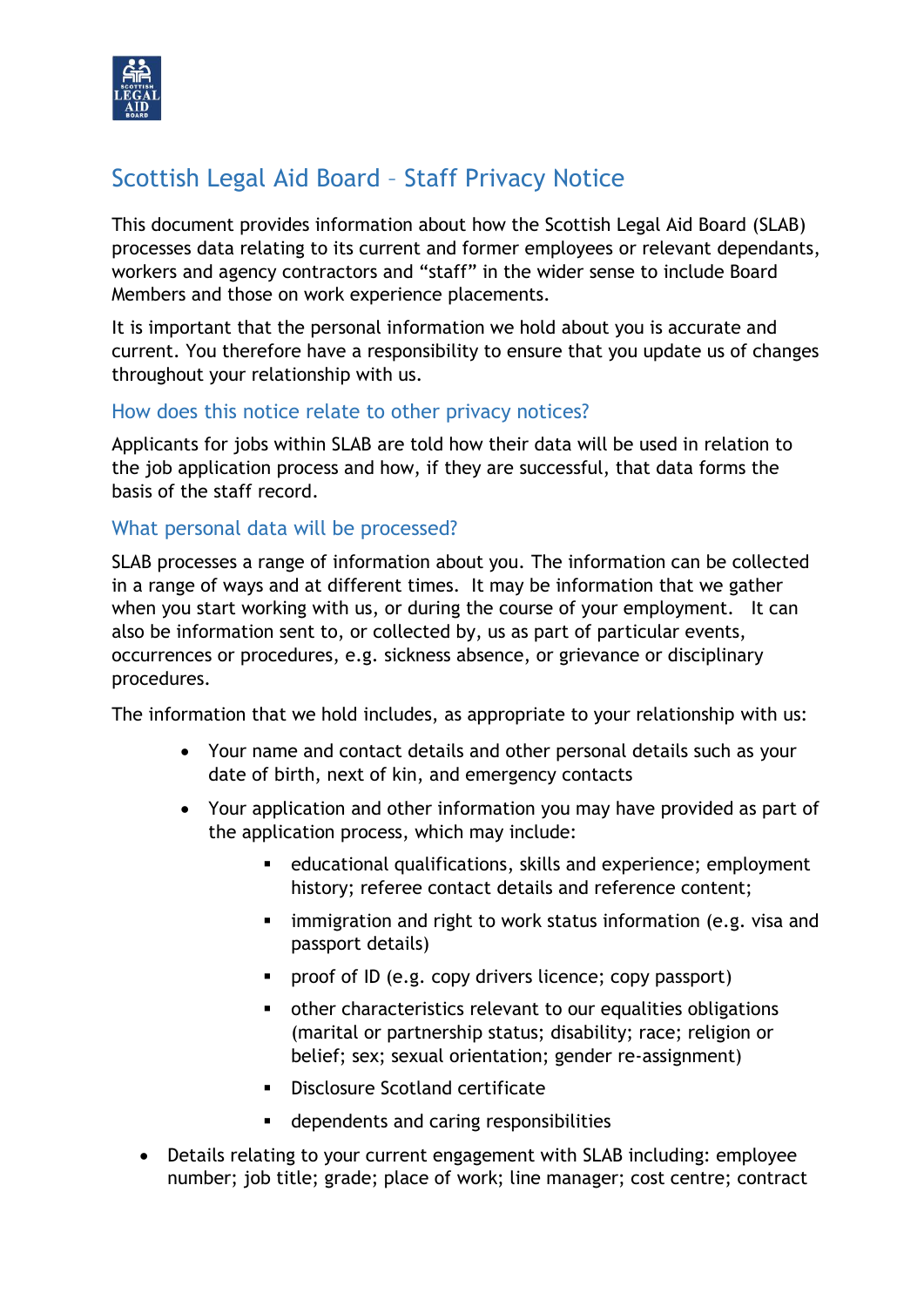# Scottish Legal Aid Board – Staff Privacy Notice

This document provides information about how the Scottish Legal Aid Board (SLAB) processes data relating to its current and former employees or relevant dependants, workers and agency contractors and "staff" in the wider sense to include Board Members and those on work experience placements.

It is important that the personal information we hold about you is accurate and current. You therefore have a responsibility to ensure that you update us of changes throughout your relationship with us.

## How does this notice relate to other privacy notices?

Applicants for jobs within SLAB are told how their data will be used in relation to the job application process and how, if they are successful, that data forms the basis of the staff record.

## What personal data will be processed?

SLAB processes a range of information about you. The information can be collected in a range of ways and at different times. It may be information that we gather when you start working with us, or during the course of your employment. It can also be information sent to, or collected by, us as part of particular events, occurrences or procedures, e.g. sickness absence, or grievance or disciplinary procedures.

The information that we hold includes, as appropriate to your relationship with us:

- Your name and contact details and other personal details such as your date of birth, next of kin, and emergency contacts
- Your application and other information you may have provided as part of the application process, which may include:
  - educational qualifications, skills and experience; employment history; referee contact details and reference content;
  - immigration and right to work status information (e.g. visa and passport details)
  - proof of ID (e.g. copy drivers licence; copy passport)
  - other characteristics relevant to our equalities obligations (marital or partnership status; disability; race; religion or belief; sex; sexual orientation; gender re-assignment)
  - Disclosure Scotland certificate
  - dependents and caring responsibilities
- Details relating to your current engagement with SLAB including: employee number; job title; grade; place of work; line manager; cost centre; contract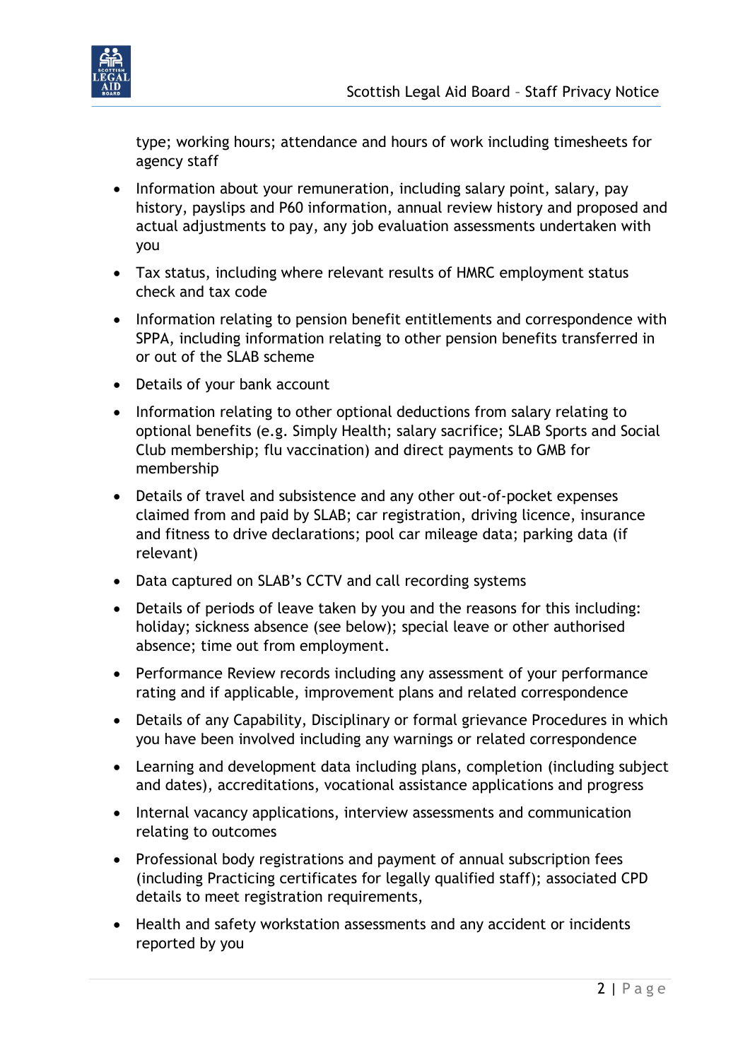type; working hours; attendance and hours of work including timesheets for agency staff

- Information about your remuneration, including salary point, salary, pay history, payslips and P60 information, annual review history and proposed and actual adjustments to pay, any job evaluation assessments undertaken with you
- Tax status, including where relevant results of HMRC employment status check and tax code
- Information relating to pension benefit entitlements and correspondence with SPPA, including information relating to other pension benefits transferred in or out of the SLAB scheme
- Details of your bank account
- Information relating to other optional deductions from salary relating to optional benefits (e.g. Simply Health; salary sacrifice; SLAB Sports and Social Club membership; flu vaccination) and direct payments to GMB for membership
- Details of travel and subsistence and any other out-of-pocket expenses claimed from and paid by SLAB; car registration, driving licence, insurance and fitness to drive declarations; pool car mileage data; parking data (if relevant)
- Data captured on SLAB's CCTV and call recording systems
- Details of periods of leave taken by you and the reasons for this including: holiday; sickness absence (see below); special leave or other authorised absence; time out from employment.
- Performance Review records including any assessment of your performance rating and if applicable, improvement plans and related correspondence
- Details of any Capability, Disciplinary or formal grievance Procedures in which you have been involved including any warnings or related correspondence
- Learning and development data including plans, completion (including subject and dates), accreditations, vocational assistance applications and progress
- Internal vacancy applications, interview assessments and communication relating to outcomes
- Professional body registrations and payment of annual subscription fees (including Practicing certificates for legally qualified staff); associated CPD details to meet registration requirements,
- Health and safety workstation assessments and any accident or incidents reported by you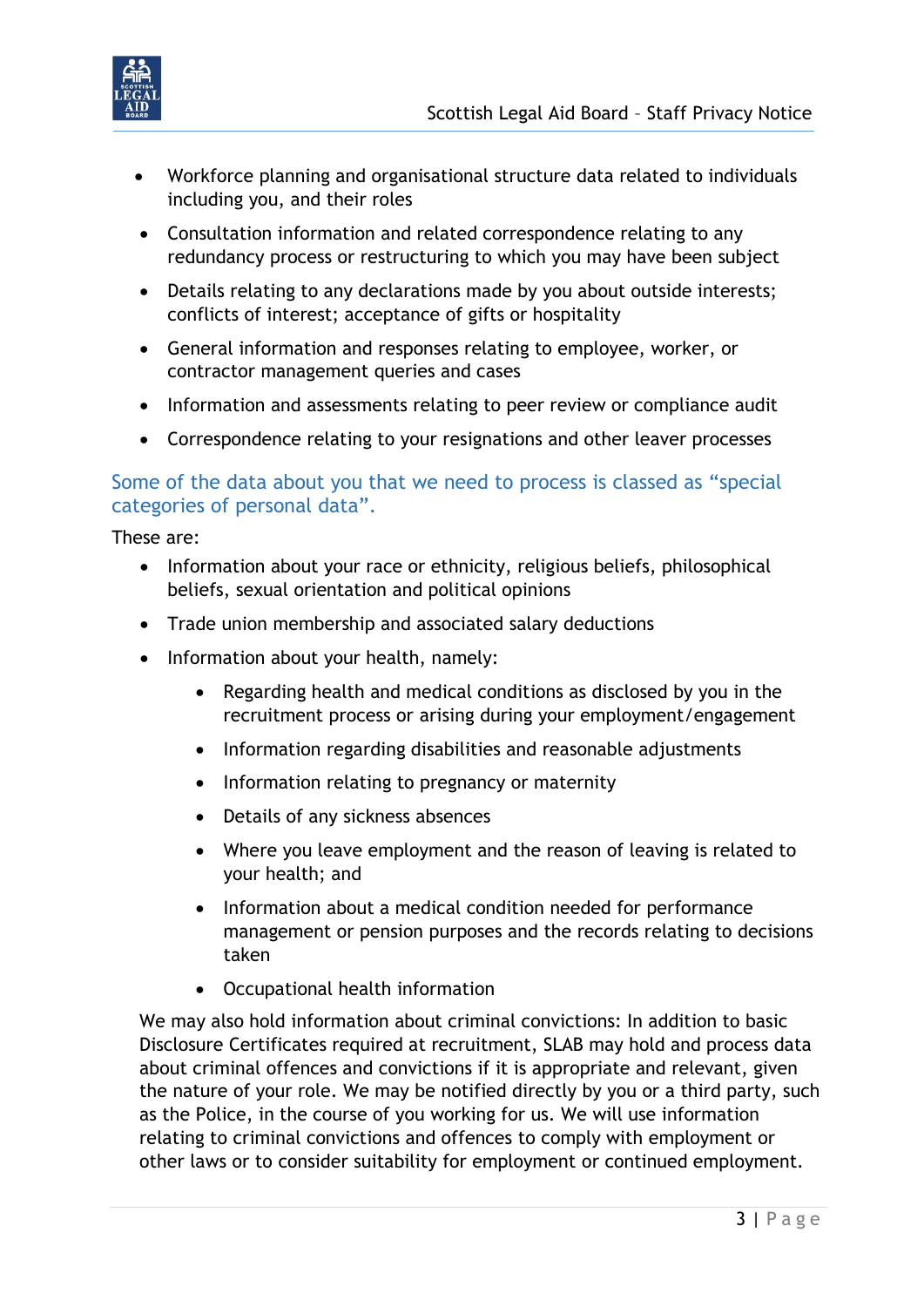- Workforce planning and organisational structure data related to individuals including you, and their roles
- Consultation information and related correspondence relating to any redundancy process or restructuring to which you may have been subject
- Details relating to any declarations made by you about outside interests; conflicts of interest; acceptance of gifts or hospitality
- General information and responses relating to employee, worker, or contractor management queries and cases
- Information and assessments relating to peer review or compliance audit
- Correspondence relating to your resignations and other leaver processes

## Some of the data about you that we need to process is classed as "special categories of personal data".

These are:

- Information about your race or ethnicity, religious beliefs, philosophical beliefs, sexual orientation and political opinions
- Trade union membership and associated salary deductions
- Information about your health, namely:
    - Regarding health and medical conditions as disclosed by you in the recruitment process or arising during your employment/engagement
    - Information regarding disabilities and reasonable adjustments
    - Information relating to pregnancy or maternity
    - Details of any sickness absences
    - Where you leave employment and the reason of leaving is related to your health; and
    - Information about a medical condition needed for performance management or pension purposes and the records relating to decisions taken
    - Occupational health information

We may also hold information about criminal convictions: In addition to basic Disclosure Certificates required at recruitment, SLAB may hold and process data about criminal offences and convictions if it is appropriate and relevant, given the nature of your role. We may be notified directly by you or a third party, such as the Police, in the course of you working for us. We will use information relating to criminal convictions and offences to comply with employment or other laws or to consider suitability for employment or continued employment.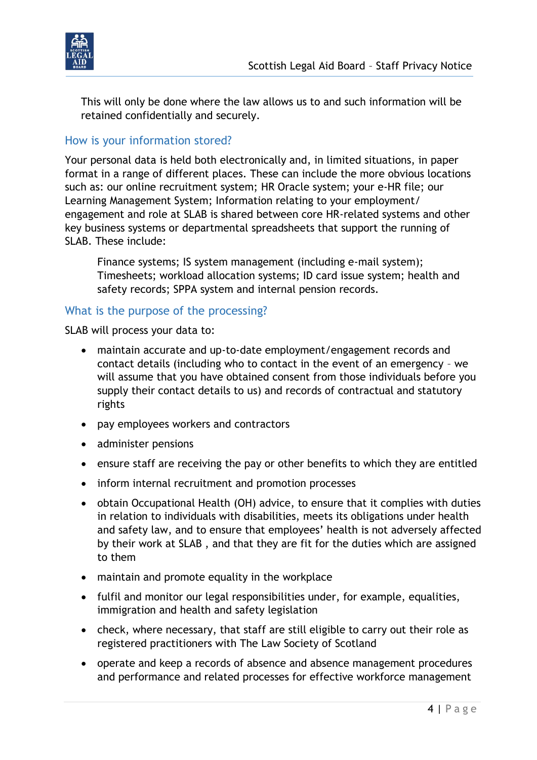This will only be done where the law allows us to and such information will be retained confidentially and securely.

## How is your information stored?

Your personal data is held both electronically and, in limited situations, in paper format in a range of different places. These can include the more obvious locations such as: our online recruitment system; HR Oracle system; your e-HR file; our Learning Management System; Information relating to your employment/ engagement and role at SLAB is shared between core HR-related systems and other key business systems or departmental spreadsheets that support the running of SLAB. These include:

> Finance systems; IS system management (including e-mail system); Timesheets; workload allocation systems; ID card issue system; health and safety records; SPPA system and internal pension records.

## What is the purpose of the processing?

SLAB will process your data to:

- maintain accurate and up-to-date employment/engagement records and contact details (including who to contact in the event of an emergency – we will assume that you have obtained consent from those individuals before you supply their contact details to us) and records of contractual and statutory rights
- pay employees workers and contractors
- administer pensions
- ensure staff are receiving the pay or other benefits to which they are entitled
- inform internal recruitment and promotion processes
- obtain Occupational Health (OH) advice, to ensure that it complies with duties in relation to individuals with disabilities, meets its obligations under health and safety law, and to ensure that employees' health is not adversely affected by their work at SLAB , and that they are fit for the duties which are assigned to them
- maintain and promote equality in the workplace
- fulfil and monitor our legal responsibilities under, for example, equalities, immigration and health and safety legislation
- check, where necessary, that staff are still eligible to carry out their role as registered practitioners with The Law Society of Scotland
- operate and keep a records of absence and absence management procedures and performance and related processes for effective workforce management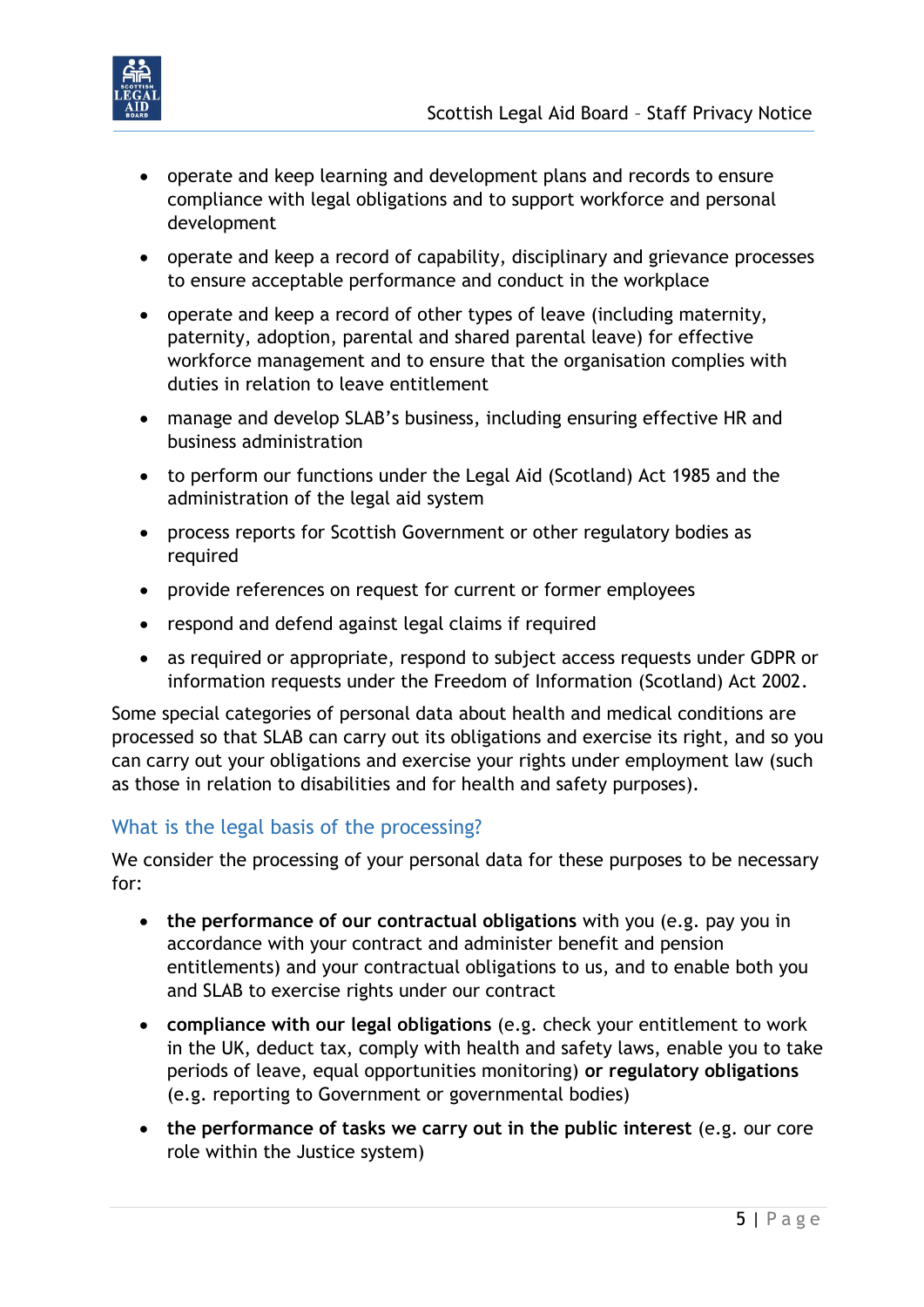- operate and keep learning and development plans and records to ensure compliance with legal obligations and to support workforce and personal development
- operate and keep a record of capability, disciplinary and grievance processes to ensure acceptable performance and conduct in the workplace
- operate and keep a record of other types of leave (including maternity, paternity, adoption, parental and shared parental leave) for effective workforce management and to ensure that the organisation complies with duties in relation to leave entitlement
- manage and develop SLAB's business, including ensuring effective HR and business administration
- to perform our functions under the Legal Aid (Scotland) Act 1985 and the administration of the legal aid system
- process reports for Scottish Government or other regulatory bodies as required
- provide references on request for current or former employees
- respond and defend against legal claims if required
- as required or appropriate, respond to subject access requests under GDPR or information requests under the Freedom of Information (Scotland) Act 2002.

Some special categories of personal data about health and medical conditions are processed so that SLAB can carry out its obligations and exercise its right, and so you can carry out your obligations and exercise your rights under employment law (such as those in relation to disabilities and for health and safety purposes).

## What is the legal basis of the processing?

We consider the processing of your personal data for these purposes to be necessary for:

- **the performance of our contractual obligations** with you (e.g. pay you in accordance with your contract and administer benefit and pension entitlements) and your contractual obligations to us, and to enable both you and SLAB to exercise rights under our contract
- **compliance with our legal obligations** (e.g. check your entitlement to work in the UK, deduct tax, comply with health and safety laws, enable you to take periods of leave, equal opportunities monitoring) **or regulatory obligations** (e.g. reporting to Government or governmental bodies)
- **the performance of tasks we carry out in the public interest** (e.g. our core role within the Justice system)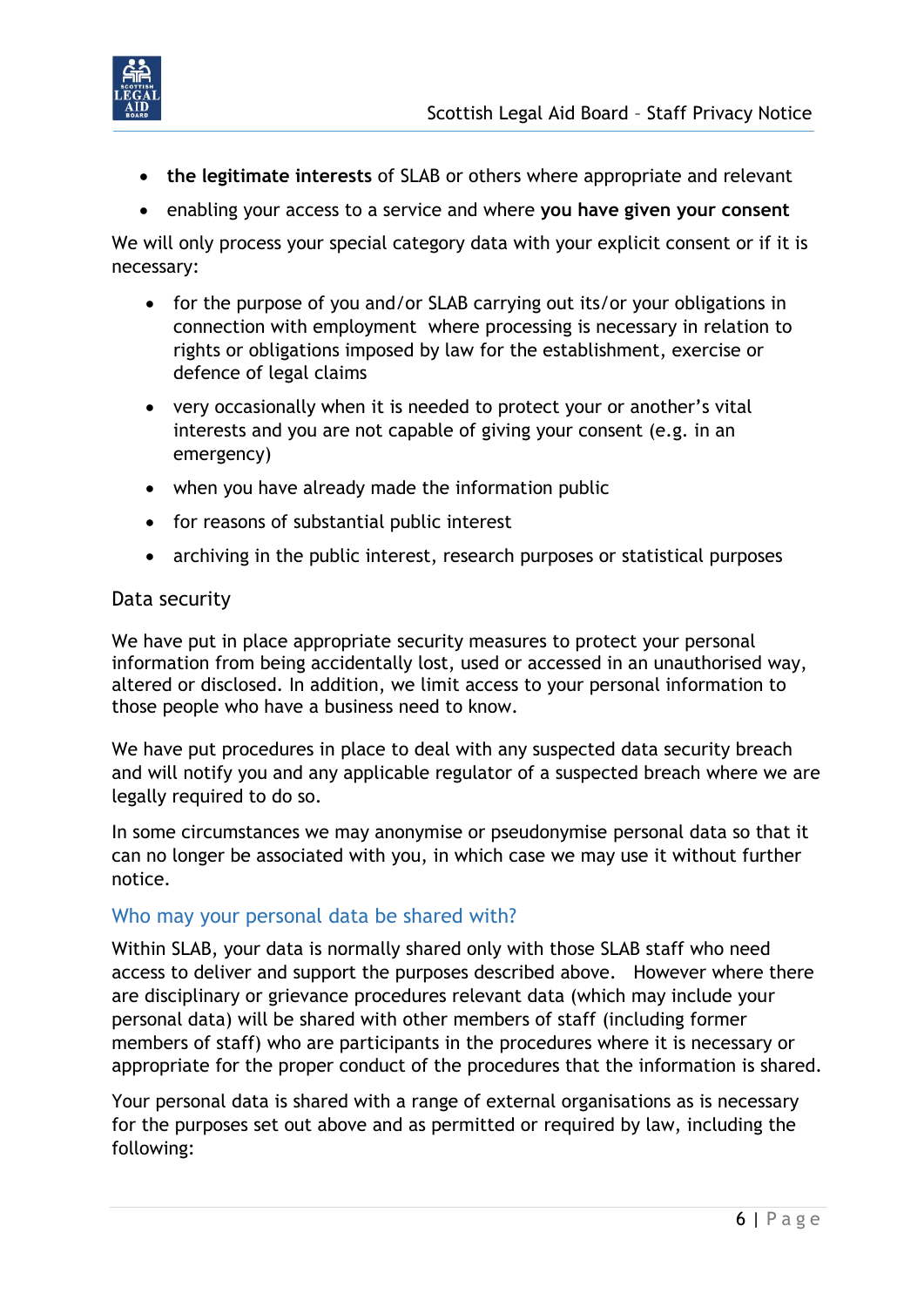- **the legitimate interests** of SLAB or others where appropriate and relevant
- enabling your access to a service and where **you have given your consent**

We will only process your special category data with your explicit consent or if it is necessary:

- for the purpose of you and/or SLAB carrying out its/or your obligations in connection with employment where processing is necessary in relation to rights or obligations imposed by law for the establishment, exercise or defence of legal claims
- very occasionally when it is needed to protect your or another's vital interests and you are not capable of giving your consent (e.g. in an emergency)
- when you have already made the information public
- for reasons of substantial public interest
- archiving in the public interest, research purposes or statistical purposes

### Data security

We have put in place appropriate security measures to protect your personal information from being accidentally lost, used or accessed in an unauthorised way, altered or disclosed. In addition, we limit access to your personal information to those people who have a business need to know.

We have put procedures in place to deal with any suspected data security breach and will notify you and any applicable regulator of a suspected breach where we are legally required to do so.

In some circumstances we may anonymise or pseudonymise personal data so that it can no longer be associated with you, in which case we may use it without further notice.

## Who may your personal data be shared with?

Within SLAB, your data is normally shared only with those SLAB staff who need access to deliver and support the purposes described above. However where there are disciplinary or grievance procedures relevant data (which may include your personal data) will be shared with other members of staff (including former members of staff) who are participants in the procedures where it is necessary or appropriate for the proper conduct of the procedures that the information is shared.

Your personal data is shared with a range of external organisations as is necessary for the purposes set out above and as permitted or required by law, including the following: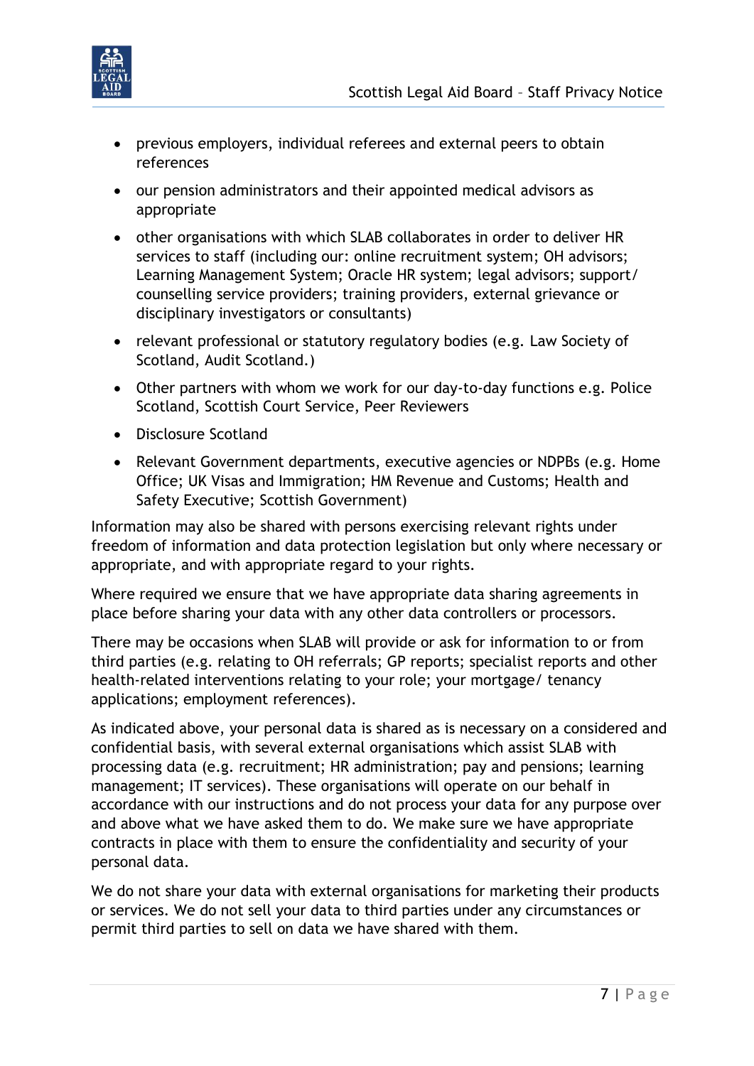- previous employers, individual referees and external peers to obtain references
- our pension administrators and their appointed medical advisors as appropriate
- other organisations with which SLAB collaborates in order to deliver HR services to staff (including our: online recruitment system; OH advisors; Learning Management System; Oracle HR system; legal advisors; support/ counselling service providers; training providers, external grievance or disciplinary investigators or consultants)
- relevant professional or statutory regulatory bodies (e.g. Law Society of Scotland, Audit Scotland.)
- Other partners with whom we work for our day-to-day functions e.g. Police Scotland, Scottish Court Service, Peer Reviewers
- Disclosure Scotland
- Relevant Government departments, executive agencies or NDPBs (e.g. Home Office; UK Visas and Immigration; HM Revenue and Customs; Health and Safety Executive; Scottish Government)

Information may also be shared with persons exercising relevant rights under freedom of information and data protection legislation but only where necessary or appropriate, and with appropriate regard to your rights.

Where required we ensure that we have appropriate data sharing agreements in place before sharing your data with any other data controllers or processors.

There may be occasions when SLAB will provide or ask for information to or from third parties (e.g. relating to OH referrals; GP reports; specialist reports and other health-related interventions relating to your role; your mortgage/ tenancy applications; employment references).

As indicated above, your personal data is shared as is necessary on a considered and confidential basis, with several external organisations which assist SLAB with processing data (e.g. recruitment; HR administration; pay and pensions; learning management; IT services). These organisations will operate on our behalf in accordance with our instructions and do not process your data for any purpose over and above what we have asked them to do. We make sure we have appropriate contracts in place with them to ensure the confidentiality and security of your personal data.

We do not share your data with external organisations for marketing their products or services. We do not sell your data to third parties under any circumstances or permit third parties to sell on data we have shared with them.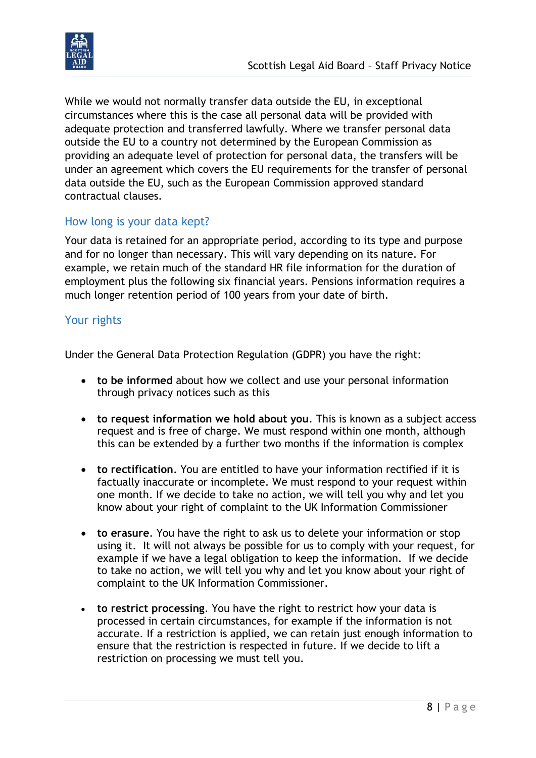While we would not normally transfer data outside the EU, in exceptional circumstances where this is the case all personal data will be provided with adequate protection and transferred lawfully. Where we transfer personal data outside the EU to a country not determined by the European Commission as providing an adequate level of protection for personal data, the transfers will be under an agreement which covers the EU requirements for the transfer of personal data outside the EU, such as the European Commission approved standard contractual clauses.

## How long is your data kept?

Your data is retained for an appropriate period, according to its type and purpose and for no longer than necessary. This will vary depending on its nature. For example, we retain much of the standard HR file information for the duration of employment plus the following six financial years. Pensions information requires a much longer retention period of 100 years from your date of birth.

## Your rights

Under the General Data Protection Regulation (GDPR) you have the right:

- **to be informed** about how we collect and use your personal information through privacy notices such as this

- **to request information we hold about you**. This is known as a subject access request and is free of charge. We must respond within one month, although this can be extended by a further two months if the information is complex

- **to rectification**. You are entitled to have your information rectified if it is factually inaccurate or incomplete. We must respond to your request within one month. If we decide to take no action, we will tell you why and let you know about your right of complaint to the UK Information Commissioner

- **to erasure**. You have the right to ask us to delete your information or stop using it. It will not always be possible for us to comply with your request, for example if we have a legal obligation to keep the information. If we decide to take no action, we will tell you why and let you know about your right of complaint to the UK Information Commissioner.

- **to restrict processing**. You have the right to restrict how your data is processed in certain circumstances, for example if the information is not accurate. If a restriction is applied, we can retain just enough information to ensure that the restriction is respected in future. If we decide to lift a restriction on processing we must tell you.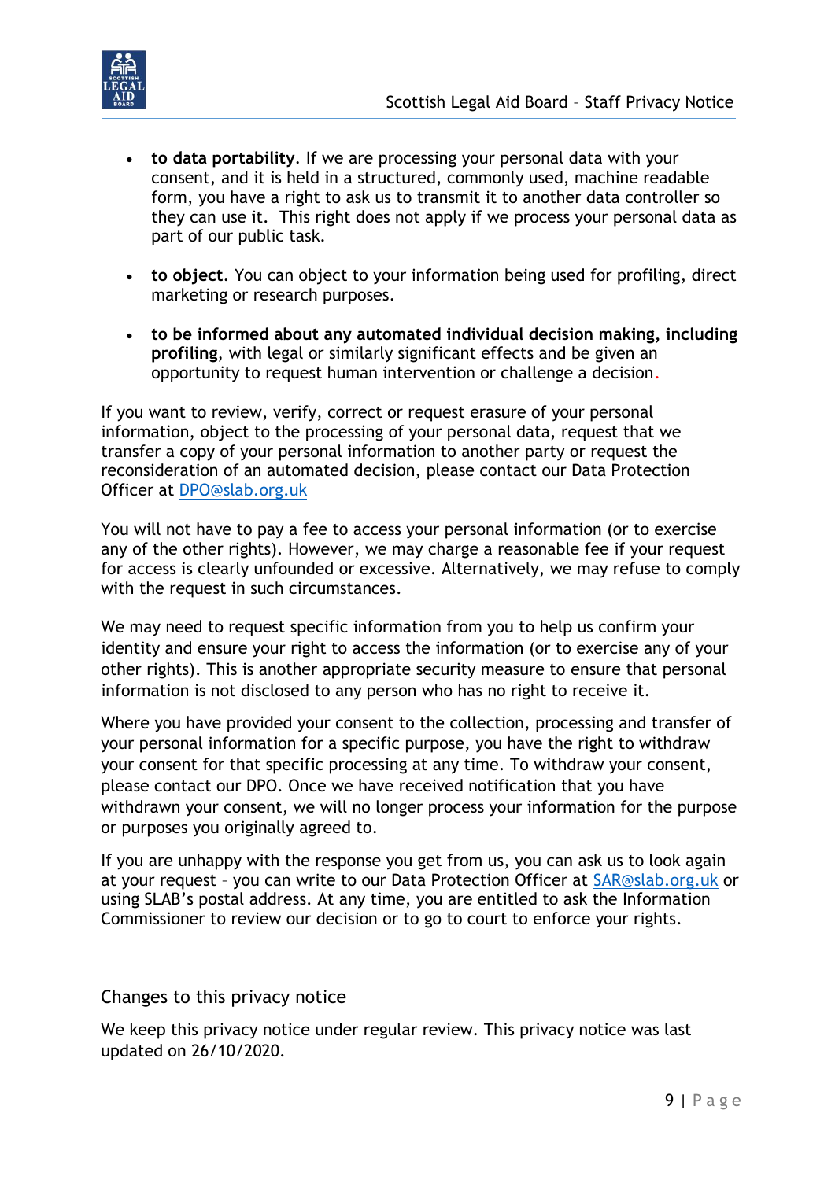- **to data portability**. If we are processing your personal data with your consent, and it is held in a structured, commonly used, machine readable form, you have a right to ask us to transmit it to another data controller so they can use it. This right does not apply if we process your personal data as part of our public task.

- **to object**. You can object to your information being used for profiling, direct marketing or research purposes.

- **to be informed about any automated individual decision making, including profiling**, with legal or similarly significant effects and be given an opportunity to request human intervention or challenge a decision.

If you want to review, verify, correct or request erasure of your personal information, object to the processing of your personal data, request that we transfer a copy of your personal information to another party or request the reconsideration of an automated decision, please contact our Data Protection Officer at DPO@slab.org.uk

You will not have to pay a fee to access your personal information (or to exercise any of the other rights). However, we may charge a reasonable fee if your request for access is clearly unfounded or excessive. Alternatively, we may refuse to comply with the request in such circumstances.

We may need to request specific information from you to help us confirm your identity and ensure your right to access the information (or to exercise any of your other rights). This is another appropriate security measure to ensure that personal information is not disclosed to any person who has no right to receive it.

Where you have provided your consent to the collection, processing and transfer of your personal information for a specific purpose, you have the right to withdraw your consent for that specific processing at any time. To withdraw your consent, please contact our DPO. Once we have received notification that you have withdrawn your consent, we will no longer process your information for the purpose or purposes you originally agreed to.

If you are unhappy with the response you get from us, you can ask us to look again at your request – you can write to our Data Protection Officer at SAR@slab.org.uk or using SLAB's postal address. At any time, you are entitled to ask the Information Commissioner to review our decision or to go to court to enforce your rights.

## Changes to this privacy notice

We keep this privacy notice under regular review. This privacy notice was last updated on 26/10/2020.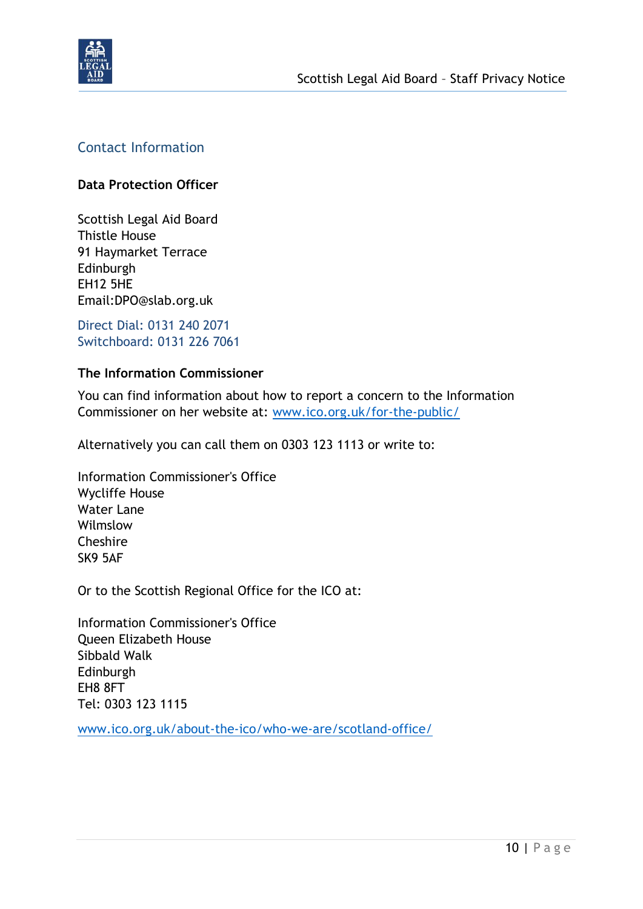## Contact Information

**Data Protection Officer**

Scottish Legal Aid Board
Thistle House
91 Haymarket Terrace
Edinburgh
EH12 5HE
Email:DPO@slab.org.uk

Direct Dial: 0131 240 2071
Switchboard: 0131 226 7061

**The Information Commissioner**

You can find information about how to report a concern to the Information Commissioner on her website at: www.ico.org.uk/for-the-public/

Alternatively you can call them on 0303 123 1113 or write to:

Information Commissioner's Office
Wycliffe House
Water Lane
Wilmslow
Cheshire
SK9 5AF

Or to the Scottish Regional Office for the ICO at:

Information Commissioner's Office
Queen Elizabeth House
Sibbald Walk
Edinburgh
EH8 8FT
Tel: 0303 123 1115

www.ico.org.uk/about-the-ico/who-we-are/scotland-office/